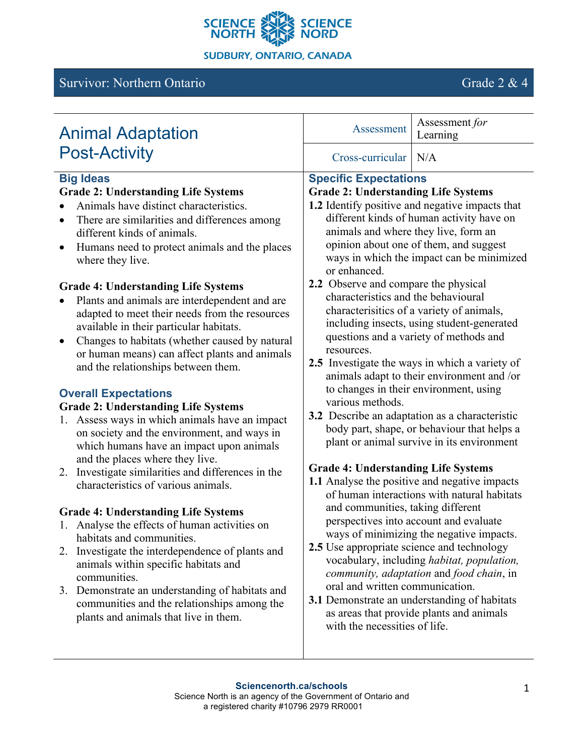Survivor: Northern Ontario — Grade 2 & 4

# Animal Adaptation Post-Activity

| Assessment | Assessment *for* Learning |
| --- | --- |
| Cross-curricular | N/A |

## Big Ideas

**Grade 2: Understanding Life Systems**

- Animals have distinct characteristics.
- There are similarities and differences among different kinds of animals.
- Humans need to protect animals and the places where they live.

**Grade 4: Understanding Life Systems**

- Plants and animals are interdependent and are adapted to meet their needs from the resources available in their particular habitats.
- Changes to habitats (whether caused by natural or human means) can affect plants and animals and the relationships between them.

## Overall Expectations

**Grade 2: Understanding Life Systems**

1. Assess ways in which animals have an impact on society and the environment, and ways in which humans have an impact upon animals and the places where they live.
2. Investigate similarities and differences in the characteristics of various animals.

**Grade 4: Understanding Life Systems**

1. Analyse the effects of human activities on habitats and communities.
2. Investigate the interdependence of plants and animals within specific habitats and communities.
3. Demonstrate an understanding of habitats and communities and the relationships among the plants and animals that live in them.

## Specific Expectations

**Grade 2: Understanding Life Systems**

**1.2** Identify positive and negative impacts that different kinds of human activity have on animals and where they live, form an opinion about one of them, and suggest ways in which the impact can be minimized or enhanced.

**2.2** Observe and compare the physical characteristics and the behavioural characterisitics of a variety of animals, including insects, using student-generated questions and a variety of methods and resources.

**2.5** Investigate the ways in which a variety of animals adapt to their environment and /or to changes in their environment, using various methods.

**3.2** Describe an adaptation as a characteristic body part, shape, or behaviour that helps a plant or animal survive in its environment

**Grade 4: Understanding Life Systems**

**1.1** Analyse the positive and negative impacts of human interactions with natural habitats and communities, taking different perspectives into account and evaluate ways of minimizing the negative impacts.

**2.5** Use appropriate science and technology vocabulary, including *habitat, population, community, adaptation* and *food chain*, in oral and written communication.

**3.1** Demonstrate an understanding of habitats as areas that provide plants and animals with the necessities of life.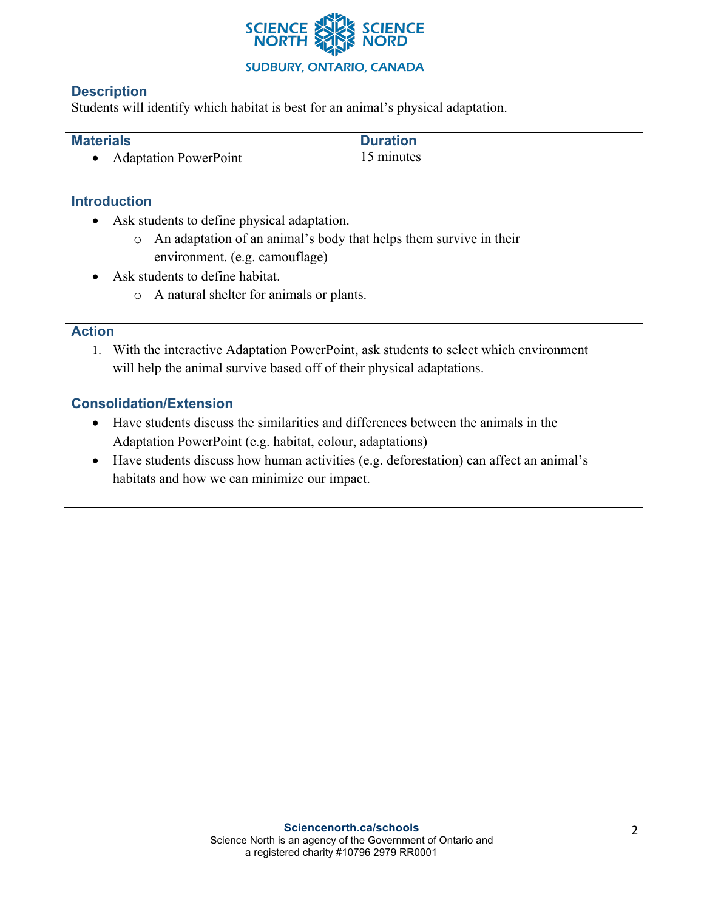## Description

Students will identify which habitat is best for an animal's physical adaptation.

| Materials | Duration |
|---|---|
| • Adaptation PowerPoint | 15 minutes |

## Introduction

- Ask students to define physical adaptation.
  - An adaptation of an animal's body that helps them survive in their environment. (e.g. camouflage)
- Ask students to define habitat.
  - A natural shelter for animals or plants.

## Action

1. With the interactive Adaptation PowerPoint, ask students to select which environment will help the animal survive based off of their physical adaptations.

## Consolidation/Extension

- Have students discuss the similarities and differences between the animals in the Adaptation PowerPoint (e.g. habitat, colour, adaptations)
- Have students discuss how human activities (e.g. deforestation) can affect an animal's habitats and how we can minimize our impact.